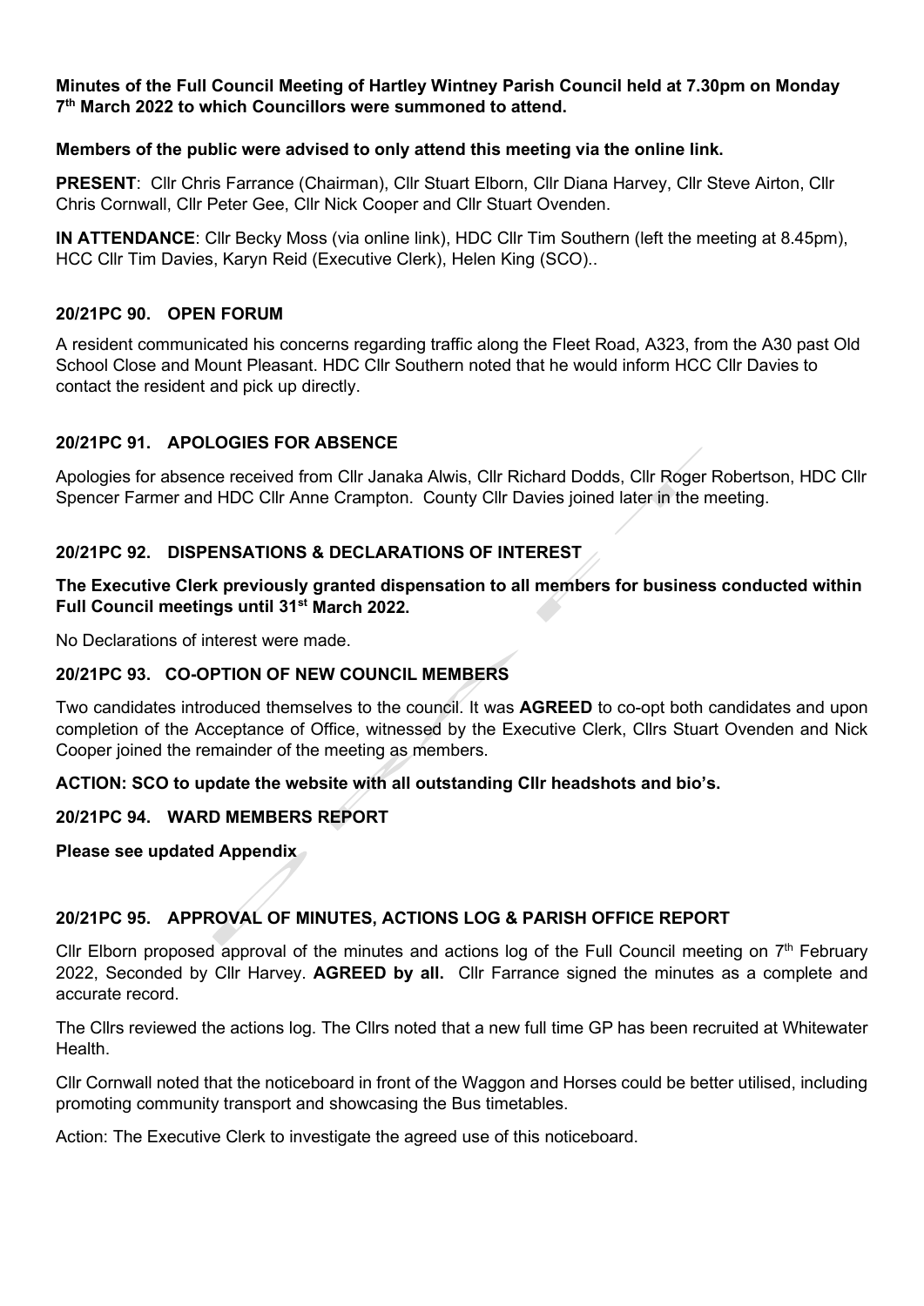**Minutes of the Full Council Meeting of Hartley Wintney Parish Council held at 7.30pm on Monday 7th March 2022 to which Councillors were summoned to attend.**

**Members of the public were advised to only attend this meeting via the online link.**

**PRESENT**: Cllr Chris Farrance (Chairman), Cllr Stuart Elborn, Cllr Diana Harvey, Cllr Steve Airton, Cllr Chris Cornwall, Cllr Peter Gee, Cllr Nick Cooper and Cllr Stuart Ovenden.

**IN ATTENDANCE**: Cllr Becky Moss (via online link), HDC Cllr Tim Southern (left the meeting at 8.45pm), HCC Cllr Tim Davies, Karyn Reid (Executive Clerk), Helen King (SCO)..

## 20/21PC 90. OPEN FORUM

A resident communicated his concerns regarding traffic along the Fleet Road, A323, from the A30 past Old School Close and Mount Pleasant. HDC Cllr Southern noted that he would inform HCC Cllr Davies to contact the resident and pick up directly.

## 20/21PC 91. APOLOGIES FOR ABSENCE

Apologies for absence received from Cllr Janaka Alwis, Cllr Richard Dodds, Cllr Roger Robertson, HDC Cllr Spencer Farmer and HDC Cllr Anne Crampton. County Cllr Davies joined later in the meeting.

## 20/21PC 92. DISPENSATIONS & DECLARATIONS OF INTEREST

**The Executive Clerk previously granted dispensation to all members for business conducted within Full Council meetings until 31st March 2022.**

No Declarations of interest were made.

## 20/21PC 93. CO-OPTION OF NEW COUNCIL MEMBERS

Two candidates introduced themselves to the council. It was **AGREED** to co-opt both candidates and upon completion of the Acceptance of Office, witnessed by the Executive Clerk, Cllrs Stuart Ovenden and Nick Cooper joined the remainder of the meeting as members.

**ACTION: SCO to update the website with all outstanding Cllr headshots and bio's.**

## 20/21PC 94. WARD MEMBERS REPORT

**Please see updated Appendix**

## 20/21PC 95. APPROVAL OF MINUTES, ACTIONS LOG & PARISH OFFICE REPORT

Cllr Elborn proposed approval of the minutes and actions log of the Full Council meeting on 7th February 2022, Seconded by Cllr Harvey. **AGREED by all.** Cllr Farrance signed the minutes as a complete and accurate record.

The Cllrs reviewed the actions log. The Cllrs noted that a new full time GP has been recruited at Whitewater Health.

Cllr Cornwall noted that the noticeboard in front of the Waggon and Horses could be better utilised, including promoting community transport and showcasing the Bus timetables.

Action: The Executive Clerk to investigate the agreed use of this noticeboard.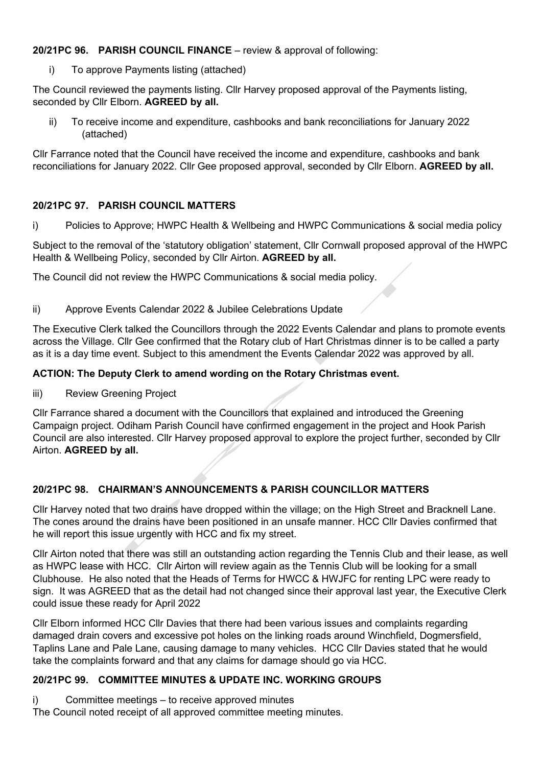**20/21PC 96. PARISH COUNCIL FINANCE** – review & approval of following:

i) To approve Payments listing (attached)

The Council reviewed the payments listing. Cllr Harvey proposed approval of the Payments listing, seconded by Cllr Elborn. **AGREED by all.**

ii) To receive income and expenditure, cashbooks and bank reconciliations for January 2022 (attached)

Cllr Farrance noted that the Council have received the income and expenditure, cashbooks and bank reconciliations for January 2022. Cllr Gee proposed approval, seconded by Cllr Elborn. **AGREED by all.**

**20/21PC 97. PARISH COUNCIL MATTERS**

i) Policies to Approve; HWPC Health & Wellbeing and HWPC Communications & social media policy

Subject to the removal of the 'statutory obligation' statement, Cllr Cornwall proposed approval of the HWPC Health & Wellbeing Policy, seconded by Cllr Airton. **AGREED by all.**

The Council did not review the HWPC Communications & social media policy.

ii) Approve Events Calendar 2022 & Jubilee Celebrations Update

The Executive Clerk talked the Councillors through the 2022 Events Calendar and plans to promote events across the Village. Cllr Gee confirmed that the Rotary club of Hart Christmas dinner is to be called a party as it is a day time event. Subject to this amendment the Events Calendar 2022 was approved by all.

**ACTION: The Deputy Clerk to amend wording on the Rotary Christmas event.**

iii) Review Greening Project

Cllr Farrance shared a document with the Councillors that explained and introduced the Greening Campaign project. Odiham Parish Council have confirmed engagement in the project and Hook Parish Council are also interested. Cllr Harvey proposed approval to explore the project further, seconded by Cllr Airton. **AGREED by all.**

**20/21PC 98. CHAIRMAN'S ANNOUNCEMENTS & PARISH COUNCILLOR MATTERS**

Cllr Harvey noted that two drains have dropped within the village; on the High Street and Bracknell Lane. The cones around the drains have been positioned in an unsafe manner. HCC Cllr Davies confirmed that he will report this issue urgently with HCC and fix my street.

Cllr Airton noted that there was still an outstanding action regarding the Tennis Club and their lease, as well as HWPC lease with HCC. Cllr Airton will review again as the Tennis Club will be looking for a small Clubhouse. He also noted that the Heads of Terms for HWCC & HWJFC for renting LPC were ready to sign. It was AGREED that as the detail had not changed since their approval last year, the Executive Clerk could issue these ready for April 2022

Cllr Elborn informed HCC Cllr Davies that there had been various issues and complaints regarding damaged drain covers and excessive pot holes on the linking roads around Winchfield, Dogmersfield, Taplins Lane and Pale Lane, causing damage to many vehicles. HCC Cllr Davies stated that he would take the complaints forward and that any claims for damage should go via HCC.

**20/21PC 99. COMMITTEE MINUTES & UPDATE INC. WORKING GROUPS**

i) Committee meetings – to receive approved minutes

The Council noted receipt of all approved committee meeting minutes.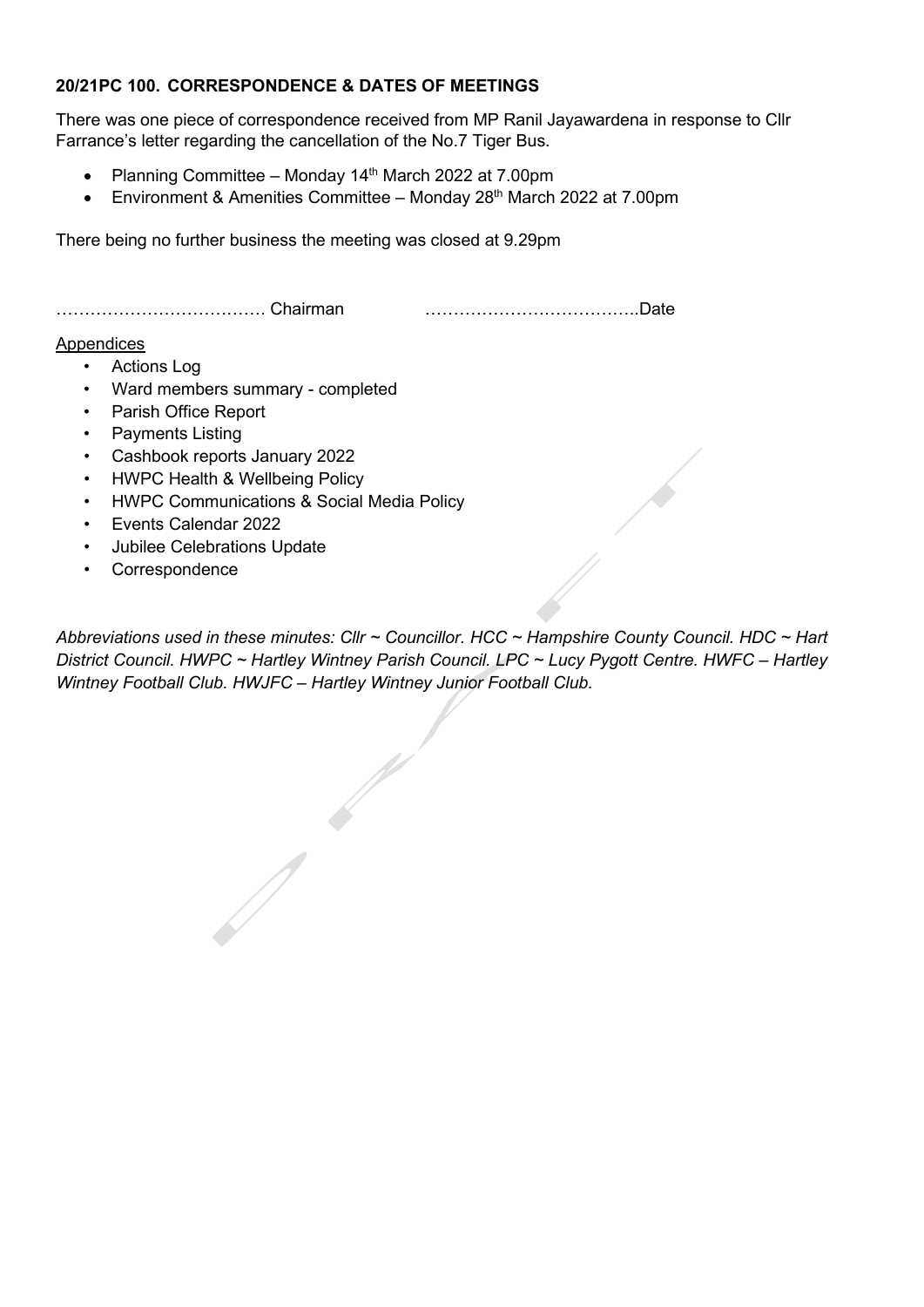**20/21PC 100. CORRESPONDENCE & DATES OF MEETINGS**

There was one piece of correspondence received from MP Ranil Jayawardena in response to Cllr Farrance's letter regarding the cancellation of the No.7 Tiger Bus.

- Planning Committee – Monday 14th March 2022 at 7.00pm
- Environment & Amenities Committee – Monday 28th March 2022 at 7.00pm

There being no further business the meeting was closed at 9.29pm

……………………………… Chairman ………………………………..Date

Appendices

- Actions Log
- Ward members summary - completed
- Parish Office Report
- Payments Listing
- Cashbook reports January 2022
- HWPC Health & Wellbeing Policy
- HWPC Communications & Social Media Policy
- Events Calendar 2022
- Jubilee Celebrations Update
- Correspondence

*Abbreviations used in these minutes: Cllr ~ Councillor. HCC ~ Hampshire County Council. HDC ~ Hart District Council. HWPC ~ Hartley Wintney Parish Council. LPC ~ Lucy Pygott Centre. HWFC – Hartley Wintney Football Club. HWJFC – Hartley Wintney Junior Football Club.*